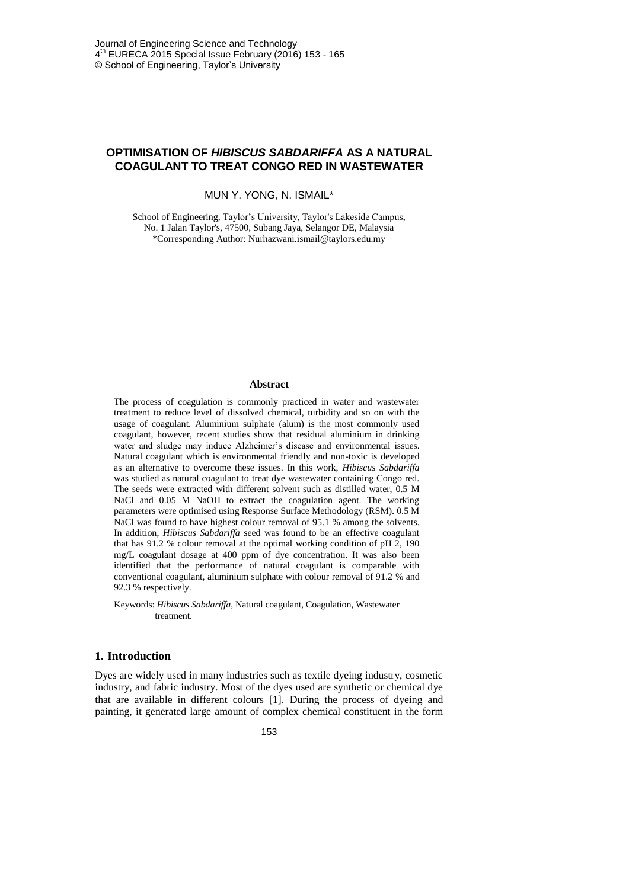# OPTIMISATION OF *HIBISCUS SABDARIFFA* AS A NATURAL COAGULANT TO TREAT CONGO RED IN WASTEWATER

MUN Y. YONG, N. ISMAIL*

School of Engineering, Taylor's University, Taylor's Lakeside Campus, No. 1 Jalan Taylor's, 47500, Subang Jaya, Selangor DE, Malaysia
*Corresponding Author: Nurhazwani.ismail@taylors.edu.my

## Abstract

The process of coagulation is commonly practiced in water and wastewater treatment to reduce level of dissolved chemical, turbidity and so on with the usage of coagulant. Aluminium sulphate (alum) is the most commonly used coagulant, however, recent studies show that residual aluminium in drinking water and sludge may induce Alzheimer's disease and environmental issues. Natural coagulant which is environmental friendly and non-toxic is developed as an alternative to overcome these issues. In this work, *Hibiscus Sabdariffa* was studied as natural coagulant to treat dye wastewater containing Congo red. The seeds were extracted with different solvent such as distilled water, 0.5 M NaCl and 0.05 M NaOH to extract the coagulation agent. The working parameters were optimised using Response Surface Methodology (RSM). 0.5 M NaCl was found to have highest colour removal of 95.1 % among the solvents. In addition, *Hibiscus Sabdariffa* seed was found to be an effective coagulant that has 91.2 % colour removal at the optimal working condition of pH 2, 190 mg/L coagulant dosage at 400 ppm of dye concentration. It was also been identified that the performance of natural coagulant is comparable with conventional coagulant, aluminium sulphate with colour removal of 91.2 % and 92.3 % respectively.

Keywords: *Hibiscus Sabdariffa*, Natural coagulant, Coagulation, Wastewater treatment.

## 1. Introduction

Dyes are widely used in many industries such as textile dyeing industry, cosmetic industry, and fabric industry. Most of the dyes used are synthetic or chemical dye that are available in different colours [1]. During the process of dyeing and painting, it generated large amount of complex chemical constituent in the form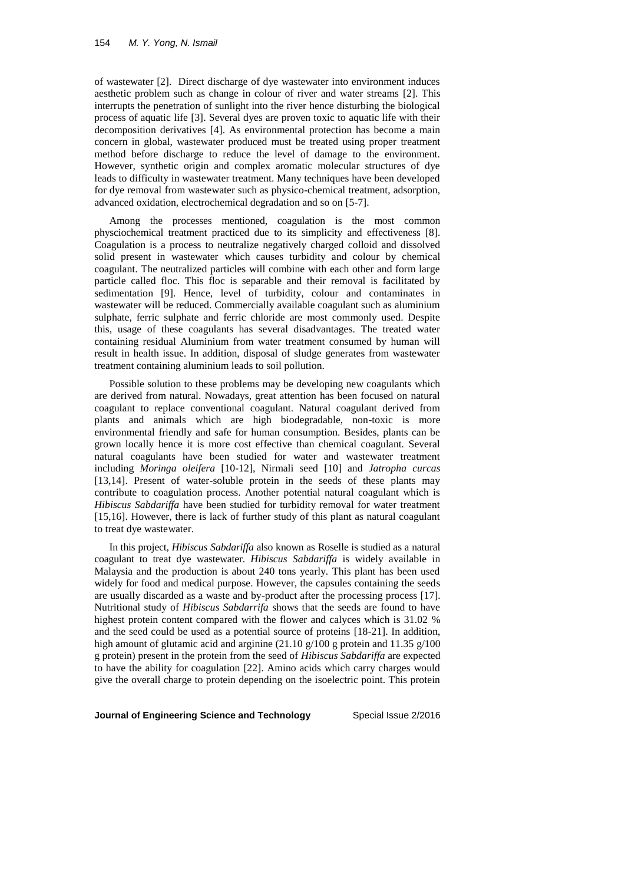of wastewater [2]. Direct discharge of dye wastewater into environment induces aesthetic problem such as change in colour of river and water streams [2]. This interrupts the penetration of sunlight into the river hence disturbing the biological process of aquatic life [3]. Several dyes are proven toxic to aquatic life with their decomposition derivatives [4]. As environmental protection has become a main concern in global, wastewater produced must be treated using proper treatment method before discharge to reduce the level of damage to the environment. However, synthetic origin and complex aromatic molecular structures of dye leads to difficulty in wastewater treatment. Many techniques have been developed for dye removal from wastewater such as physico-chemical treatment, adsorption, advanced oxidation, electrochemical degradation and so on [5-7].

Among the processes mentioned, coagulation is the most common physciochemical treatment practiced due to its simplicity and effectiveness [8]. Coagulation is a process to neutralize negatively charged colloid and dissolved solid present in wastewater which causes turbidity and colour by chemical coagulant. The neutralized particles will combine with each other and form large particle called floc. This floc is separable and their removal is facilitated by sedimentation [9]. Hence, level of turbidity, colour and contaminates in wastewater will be reduced. Commercially available coagulant such as aluminium sulphate, ferric sulphate and ferric chloride are most commonly used. Despite this, usage of these coagulants has several disadvantages. The treated water containing residual Aluminium from water treatment consumed by human will result in health issue. In addition, disposal of sludge generates from wastewater treatment containing aluminium leads to soil pollution.

Possible solution to these problems may be developing new coagulants which are derived from natural. Nowadays, great attention has been focused on natural coagulant to replace conventional coagulant. Natural coagulant derived from plants and animals which are high biodegradable, non-toxic is more environmental friendly and safe for human consumption. Besides, plants can be grown locally hence it is more cost effective than chemical coagulant. Several natural coagulants have been studied for water and wastewater treatment including *Moringa oleifera* [10-12], Nirmali seed [10] and *Jatropha curcas* [13,14]. Present of water-soluble protein in the seeds of these plants may contribute to coagulation process. Another potential natural coagulant which is *Hibiscus Sabdariffa* have been studied for turbidity removal for water treatment [15,16]. However, there is lack of further study of this plant as natural coagulant to treat dye wastewater.

In this project, *Hibiscus Sabdariffa* also known as Roselle is studied as a natural coagulant to treat dye wastewater. *Hibiscus Sabdariffa* is widely available in Malaysia and the production is about 240 tons yearly. This plant has been used widely for food and medical purpose. However, the capsules containing the seeds are usually discarded as a waste and by-product after the processing process [17]. Nutritional study of *Hibiscus Sabdarrifa* shows that the seeds are found to have highest protein content compared with the flower and calyces which is 31.02 % and the seed could be used as a potential source of proteins [18-21]. In addition, high amount of glutamic acid and arginine (21.10 g/100 g protein and 11.35 g/100 g protein) present in the protein from the seed of *Hibiscus Sabdariffa* are expected to have the ability for coagulation [22]. Amino acids which carry charges would give the overall charge to protein depending on the isoelectric point. This protein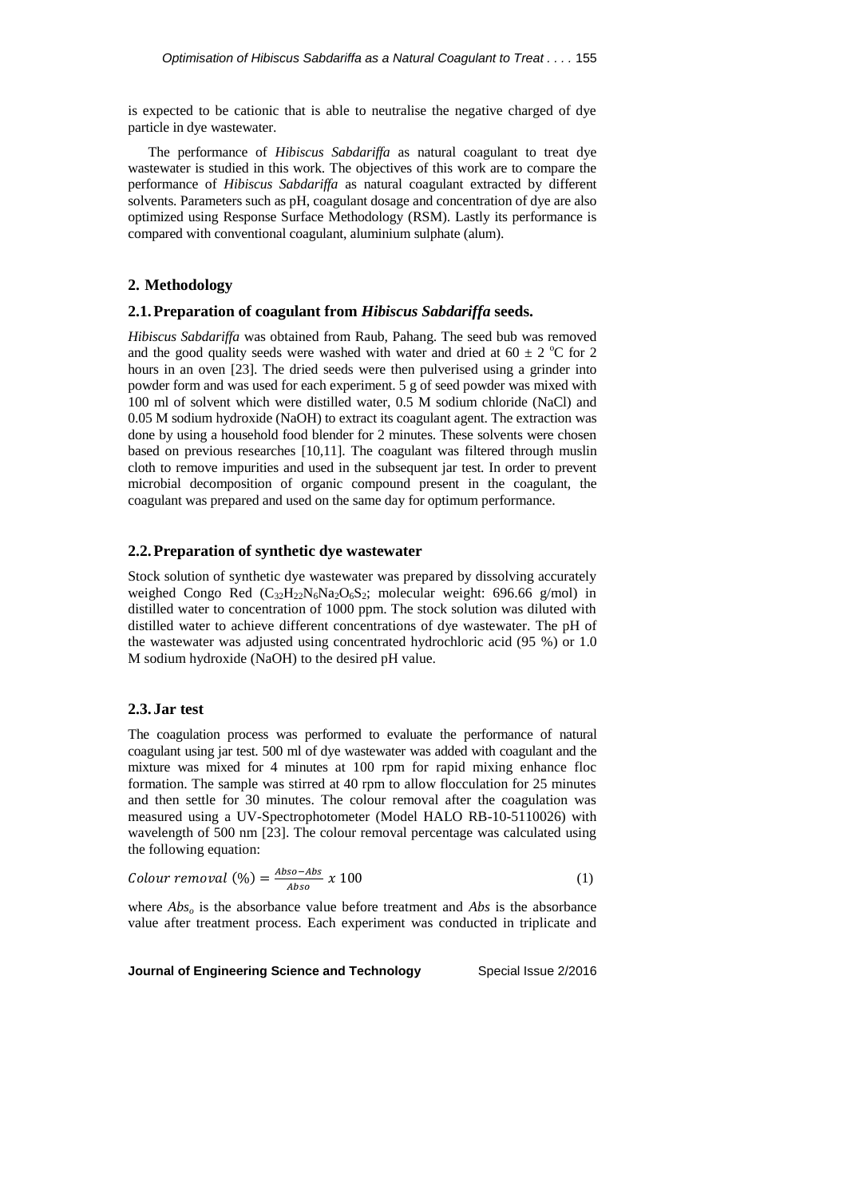is expected to be cationic that is able to neutralise the negative charged of dye particle in dye wastewater.

The performance of *Hibiscus Sabdariffa* as natural coagulant to treat dye wastewater is studied in this work. The objectives of this work are to compare the performance of *Hibiscus Sabdariffa* as natural coagulant extracted by different solvents. Parameters such as pH, coagulant dosage and concentration of dye are also optimized using Response Surface Methodology (RSM). Lastly its performance is compared with conventional coagulant, aluminium sulphate (alum).

## 2. Methodology

### 2.1. Preparation of coagulant from *Hibiscus Sabdariffa* seeds.

*Hibiscus Sabdariffa* was obtained from Raub, Pahang. The seed bub was removed and the good quality seeds were washed with water and dried at $60 \pm 2$ °C for 2 hours in an oven [23]. The dried seeds were then pulverised using a grinder into powder form and was used for each experiment. 5 g of seed powder was mixed with 100 ml of solvent which were distilled water, 0.5 M sodium chloride (NaCl) and 0.05 M sodium hydroxide (NaOH) to extract its coagulant agent. The extraction was done by using a household food blender for 2 minutes. These solvents were chosen based on previous researches [10,11]. The coagulant was filtered through muslin cloth to remove impurities and used in the subsequent jar test. In order to prevent microbial decomposition of organic compound present in the coagulant, the coagulant was prepared and used on the same day for optimum performance.

### 2.2. Preparation of synthetic dye wastewater

Stock solution of synthetic dye wastewater was prepared by dissolving accurately weighed Congo Red ($C_{32}H_{22}N_6Na_2O_6S_2$; molecular weight: 696.66 g/mol) in distilled water to concentration of 1000 ppm. The stock solution was diluted with distilled water to achieve different concentrations of dye wastewater. The pH of the wastewater was adjusted using concentrated hydrochloric acid (95 %) or 1.0 M sodium hydroxide (NaOH) to the desired pH value.

### 2.3. Jar test

The coagulation process was performed to evaluate the performance of natural coagulant using jar test. 500 ml of dye wastewater was added with coagulant and the mixture was mixed for 4 minutes at 100 rpm for rapid mixing enhance floc formation. The sample was stirred at 40 rpm to allow flocculation for 25 minutes and then settle for 30 minutes. The colour removal after the coagulation was measured using a UV-Spectrophotometer (Model HALO RB-10-5110026) with wavelength of 500 nm [23]. The colour removal percentage was calculated using the following equation:

$$Colour\ removal\ (\%) = \frac{Abso - Abs}{Abso}\ x\ 100 \tag{1}$$

where $Abs_o$ is the absorbance value before treatment and *Abs* is the absorbance value after treatment process. Each experiment was conducted in triplicate and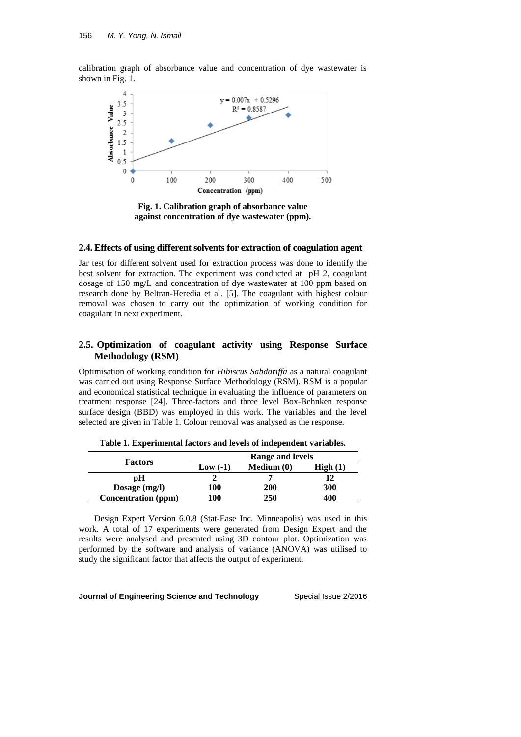calibration graph of absorbance value and concentration of dye wastewater is shown in Fig. 1.

**Fig. 1. Calibration graph of absorbance value against concentration of dye wastewater (ppm).**

## 2.4. Effects of using different solvents for extraction of coagulation agent

Jar test for different solvent used for extraction process was done to identify the best solvent for extraction. The experiment was conducted at pH 2, coagulant dosage of 150 mg/L and concentration of dye wastewater at 100 ppm based on research done by Beltran-Heredia et al. [5]. The coagulant with highest colour removal was chosen to carry out the optimization of working condition for coagulant in next experiment.

## 2.5. Optimization of coagulant activity using Response Surface Methodology (RSM)

Optimisation of working condition for *Hibiscus Sabdariffa* as a natural coagulant was carried out using Response Surface Methodology (RSM). RSM is a popular and economical statistical technique in evaluating the influence of parameters on treatment response [24]. Three-factors and three level Box-Behnken response surface design (BBD) was employed in this work. The variables and the level selected are given in Table 1. Colour removal was analysed as the response.

**Table 1. Experimental factors and levels of independent variables.**

| Factors | Range and levels | | |
|---|---|---|---|
| | Low (-1) | Medium (0) | High (1) |
| pH | 2 | 7 | 12 |
| Dosage (mg/l) | 100 | 200 | 300 |
| Concentration (ppm) | 100 | 250 | 400 |

Design Expert Version 6.0.8 (Stat-Ease Inc. Minneapolis) was used in this work. A total of 17 experiments were generated from Design Expert and the results were analysed and presented using 3D contour plot. Optimization was performed by the software and analysis of variance (ANOVA) was utilised to study the significant factor that affects the output of experiment.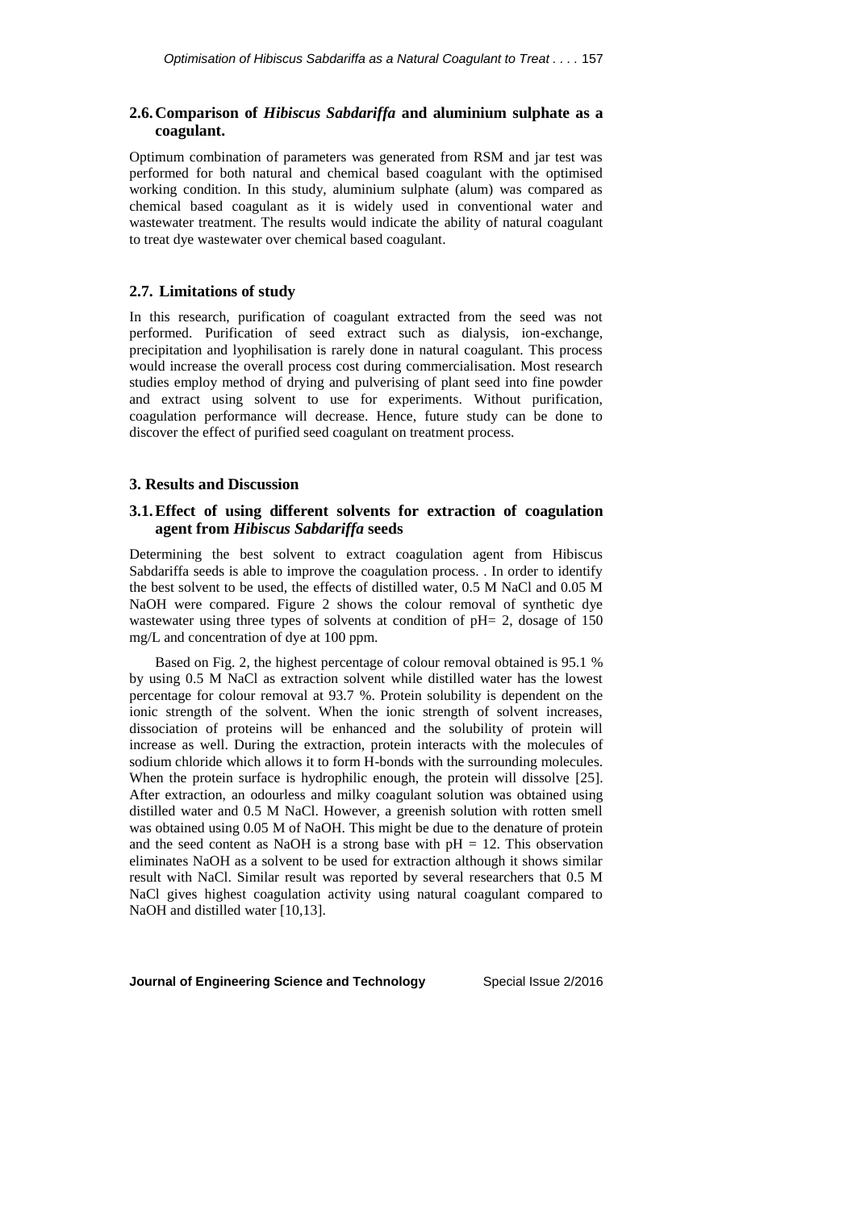## 2.6. Comparison of *Hibiscus Sabdariffa* and aluminium sulphate as a coagulant.

Optimum combination of parameters was generated from RSM and jar test was performed for both natural and chemical based coagulant with the optimised working condition. In this study, aluminium sulphate (alum) was compared as chemical based coagulant as it is widely used in conventional water and wastewater treatment. The results would indicate the ability of natural coagulant to treat dye wastewater over chemical based coagulant.

## 2.7. Limitations of study

In this research, purification of coagulant extracted from the seed was not performed. Purification of seed extract such as dialysis, ion-exchange, precipitation and lyophilisation is rarely done in natural coagulant. This process would increase the overall process cost during commercialisation. Most research studies employ method of drying and pulverising of plant seed into fine powder and extract using solvent to use for experiments. Without purification, coagulation performance will decrease. Hence, future study can be done to discover the effect of purified seed coagulant on treatment process.

# 3. Results and Discussion

## 3.1. Effect of using different solvents for extraction of coagulation agent from *Hibiscus Sabdariffa* seeds

Determining the best solvent to extract coagulation agent from Hibiscus Sabdariffa seeds is able to improve the coagulation process. . In order to identify the best solvent to be used, the effects of distilled water, 0.5 M NaCl and 0.05 M NaOH were compared. Figure 2 shows the colour removal of synthetic dye wastewater using three types of solvents at condition of pH= 2, dosage of 150 mg/L and concentration of dye at 100 ppm.

Based on Fig. 2, the highest percentage of colour removal obtained is 95.1 % by using 0.5 M NaCl as extraction solvent while distilled water has the lowest percentage for colour removal at 93.7 %. Protein solubility is dependent on the ionic strength of the solvent. When the ionic strength of solvent increases, dissociation of proteins will be enhanced and the solubility of protein will increase as well. During the extraction, protein interacts with the molecules of sodium chloride which allows it to form H-bonds with the surrounding molecules. When the protein surface is hydrophilic enough, the protein will dissolve [25]. After extraction, an odourless and milky coagulant solution was obtained using distilled water and 0.5 M NaCl. However, a greenish solution with rotten smell was obtained using 0.05 M of NaOH. This might be due to the denature of protein and the seed content as NaOH is a strong base with pH = 12. This observation eliminates NaOH as a solvent to be used for extraction although it shows similar result with NaCl. Similar result was reported by several researchers that 0.5 M NaCl gives highest coagulation activity using natural coagulant compared to NaOH and distilled water [10,13].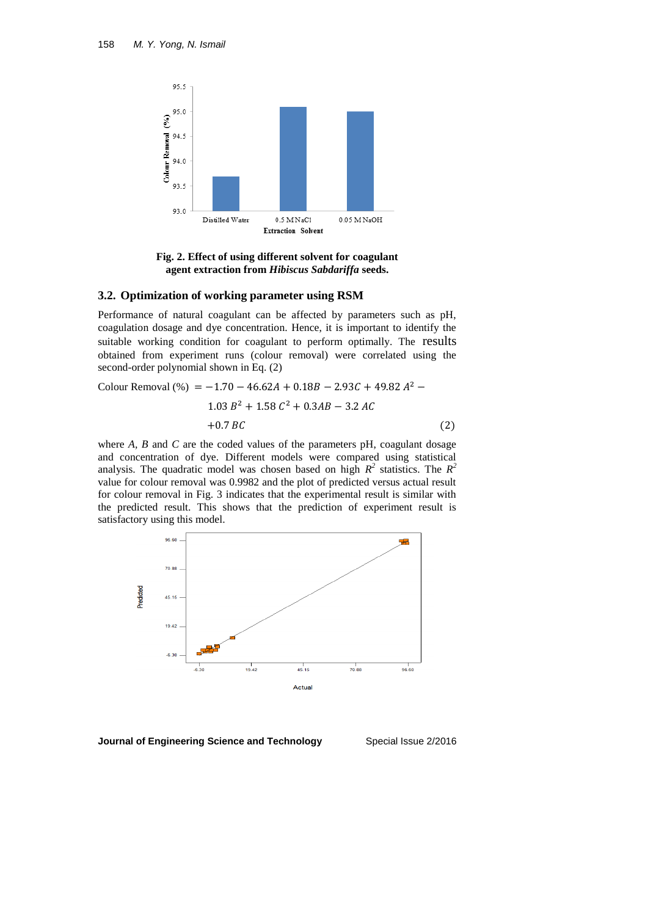**Fig. 2. Effect of using different solvent for coagulant agent extraction from *Hibiscus Sabdariffa* seeds.**

### 3.2. Optimization of working parameter using RSM

Performance of natural coagulant can be affected by parameters such as pH, coagulation dosage and dye concentration. Hence, it is important to identify the suitable working condition for coagulant to perform optimally. The results obtained from experiment runs (colour removal) were correlated using the second-order polynomial shown in Eq. (2)

$$\text{Colour Removal (\%)} = -1.70 - 46.62A + 0.18B - 2.93C + 49.82\,A^2 - 1.03\,B^2 + 1.58\,C^2 + 0.3AB - 3.2\,AC + 0.7\,BC \qquad (2)$$

where *A*, *B* and *C* are the coded values of the parameters pH, coagulant dosage and concentration of dye. Different models were compared using statistical analysis. The quadratic model was chosen based on high $R^2$ statistics. The $R^2$ value for colour removal was 0.9982 and the plot of predicted versus actual result for colour removal in Fig. 3 indicates that the experimental result is similar with the predicted result. This shows that the prediction of experiment result is satisfactory using this model.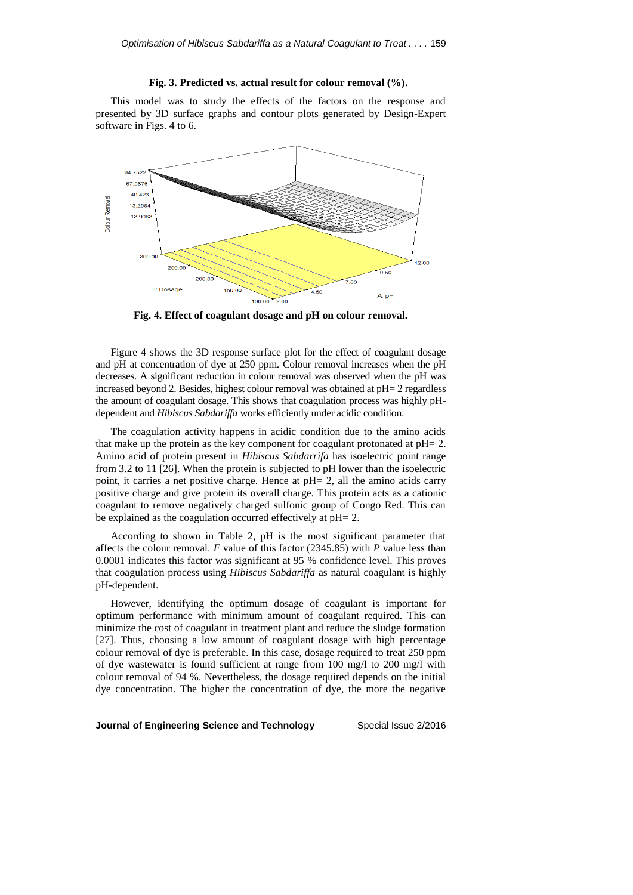**Fig. 3. Predicted vs. actual result for colour removal (%).**

This model was to study the effects of the factors on the response and presented by 3D surface graphs and contour plots generated by Design-Expert software in Figs. 4 to 6.

**Fig. 4. Effect of coagulant dosage and pH on colour removal.**

Figure 4 shows the 3D response surface plot for the effect of coagulant dosage and pH at concentration of dye at 250 ppm. Colour removal increases when the pH decreases. A significant reduction in colour removal was observed when the pH was increased beyond 2. Besides, highest colour removal was obtained at pH= 2 regardless the amount of coagulant dosage. This shows that coagulation process was highly pH-dependent and *Hibiscus Sabdariffa* works efficiently under acidic condition.

The coagulation activity happens in acidic condition due to the amino acids that make up the protein as the key component for coagulant protonated at pH= 2. Amino acid of protein present in *Hibiscus Sabdarrifa* has isoelectric point range from 3.2 to 11 [26]. When the protein is subjected to pH lower than the isoelectric point, it carries a net positive charge. Hence at pH= 2, all the amino acids carry positive charge and give protein its overall charge. This protein acts as a cationic coagulant to remove negatively charged sulfonic group of Congo Red. This can be explained as the coagulation occurred effectively at pH= 2.

According to shown in Table 2, pH is the most significant parameter that affects the colour removal. $F$ value of this factor (2345.85) with $P$ value less than 0.0001 indicates this factor was significant at 95 % confidence level. This proves that coagulation process using *Hibiscus Sabdariffa* as natural coagulant is highly pH-dependent.

However, identifying the optimum dosage of coagulant is important for optimum performance with minimum amount of coagulant required. This can minimize the cost of coagulant in treatment plant and reduce the sludge formation [27]. Thus, choosing a low amount of coagulant dosage with high percentage colour removal of dye is preferable. In this case, dosage required to treat 250 ppm of dye wastewater is found sufficient at range from 100 mg/l to 200 mg/l with colour removal of 94 %. Nevertheless, the dosage required depends on the initial dye concentration. The higher the concentration of dye, the more the negative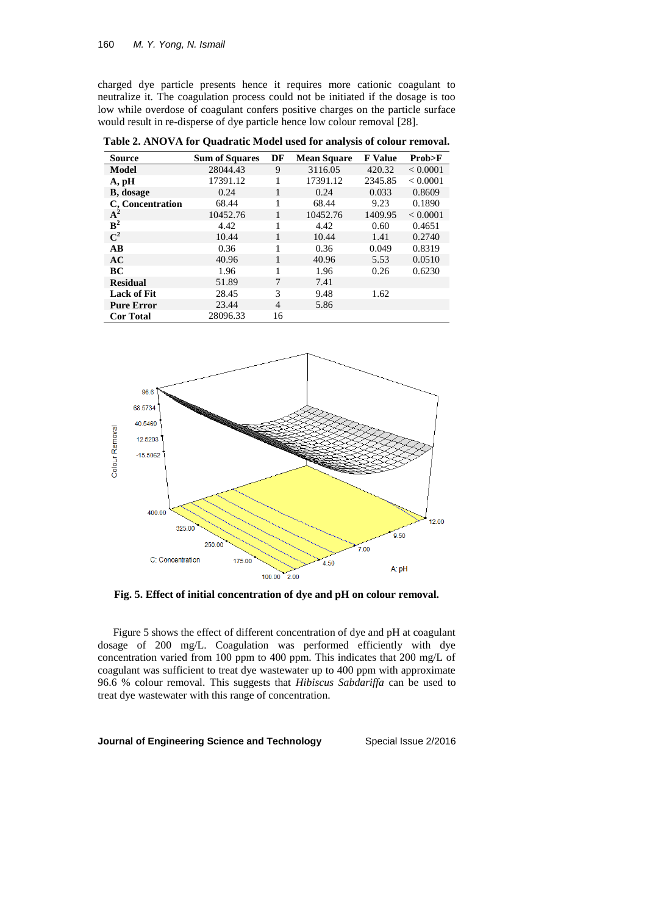charged dye particle presents hence it requires more cationic coagulant to neutralize it. The coagulation process could not be initiated if the dosage is too low while overdose of coagulant confers positive charges on the particle surface would result in re-disperse of dye particle hence low colour removal [28].

**Table 2. ANOVA for Quadratic Model used for analysis of colour removal.**

| Source | Sum of Squares | DF | Mean Square | F Value | Prob>F |
|---|---|---|---|---|---|
| **Model** | 28044.43 | 9 | 3116.05 | 420.32 | < 0.0001 |
| **A, pH** | 17391.12 | 1 | 17391.12 | 2345.85 | < 0.0001 |
| **B, dosage** | 0.24 | 1 | 0.24 | 0.033 | 0.8609 |
| **C, Concentration** | 68.44 | 1 | 68.44 | 9.23 | 0.1890 |
| **$A^2$** | 10452.76 | 1 | 10452.76 | 1409.95 | < 0.0001 |
| **$B^2$** | 4.42 | 1 | 4.42 | 0.60 | 0.4651 |
| **$C^2$** | 10.44 | 1 | 10.44 | 1.41 | 0.2740 |
| **AB** | 0.36 | 1 | 0.36 | 0.049 | 0.8319 |
| **AC** | 40.96 | 1 | 40.96 | 5.53 | 0.0510 |
| **BC** | 1.96 | 1 | 1.96 | 0.26 | 0.6230 |
| **Residual** | 51.89 | 7 | 7.41 | | |
| **Lack of Fit** | 28.45 | 3 | 9.48 | 1.62 | |
| **Pure Error** | 23.44 | 4 | 5.86 | | |
| **Cor Total** | 28096.33 | 16 | | | |

**Fig. 5. Effect of initial concentration of dye and pH on colour removal.**

Figure 5 shows the effect of different concentration of dye and pH at coagulant dosage of 200 mg/L. Coagulation was performed efficiently with dye concentration varied from 100 ppm to 400 ppm. This indicates that 200 mg/L of coagulant was sufficient to treat dye wastewater up to 400 ppm with approximate 96.6 % colour removal. This suggests that *Hibiscus Sabdariffa* can be used to treat dye wastewater with this range of concentration.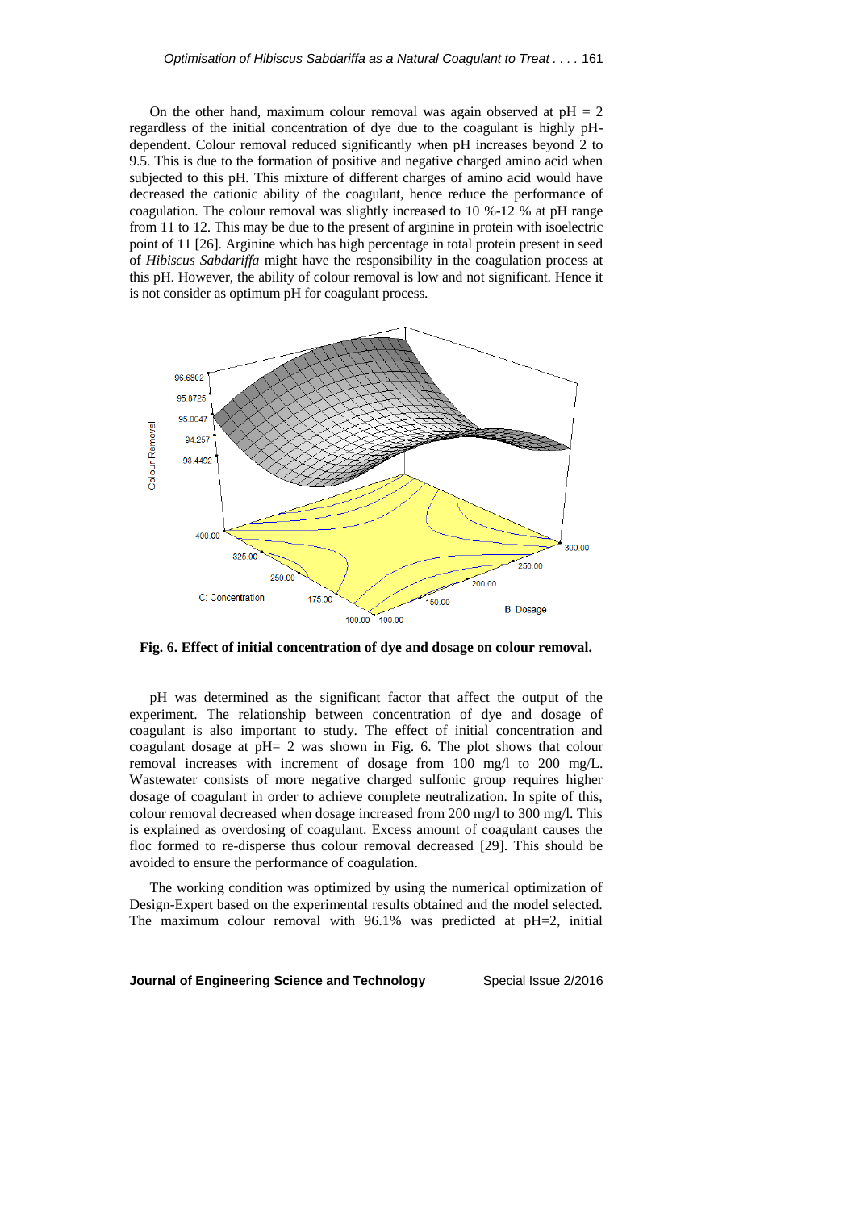On the other hand, maximum colour removal was again observed at pH = 2 regardless of the initial concentration of dye due to the coagulant is highly pH-dependent. Colour removal reduced significantly when pH increases beyond 2 to 9.5. This is due to the formation of positive and negative charged amino acid when subjected to this pH. This mixture of different charges of amino acid would have decreased the cationic ability of the coagulant, hence reduce the performance of coagulation. The colour removal was slightly increased to 10 %-12 % at pH range from 11 to 12. This may be due to the present of arginine in protein with isoelectric point of 11 [26]. Arginine which has high percentage in total protein present in seed of *Hibiscus Sabdariffa* might have the responsibility in the coagulation process at this pH. However, the ability of colour removal is low and not significant. Hence it is not consider as optimum pH for coagulant process.

**Fig. 6. Effect of initial concentration of dye and dosage on colour removal.**

pH was determined as the significant factor that affect the output of the experiment. The relationship between concentration of dye and dosage of coagulant is also important to study. The effect of initial concentration and coagulant dosage at pH= 2 was shown in Fig. 6. The plot shows that colour removal increases with increment of dosage from 100 mg/l to 200 mg/L. Wastewater consists of more negative charged sulfonic group requires higher dosage of coagulant in order to achieve complete neutralization. In spite of this, colour removal decreased when dosage increased from 200 mg/l to 300 mg/l. This is explained as overdosing of coagulant. Excess amount of coagulant causes the floc formed to re-disperse thus colour removal decreased [29]. This should be avoided to ensure the performance of coagulation.

The working condition was optimized by using the numerical optimization of Design-Expert based on the experimental results obtained and the model selected. The maximum colour removal with 96.1% was predicted at pH=2, initial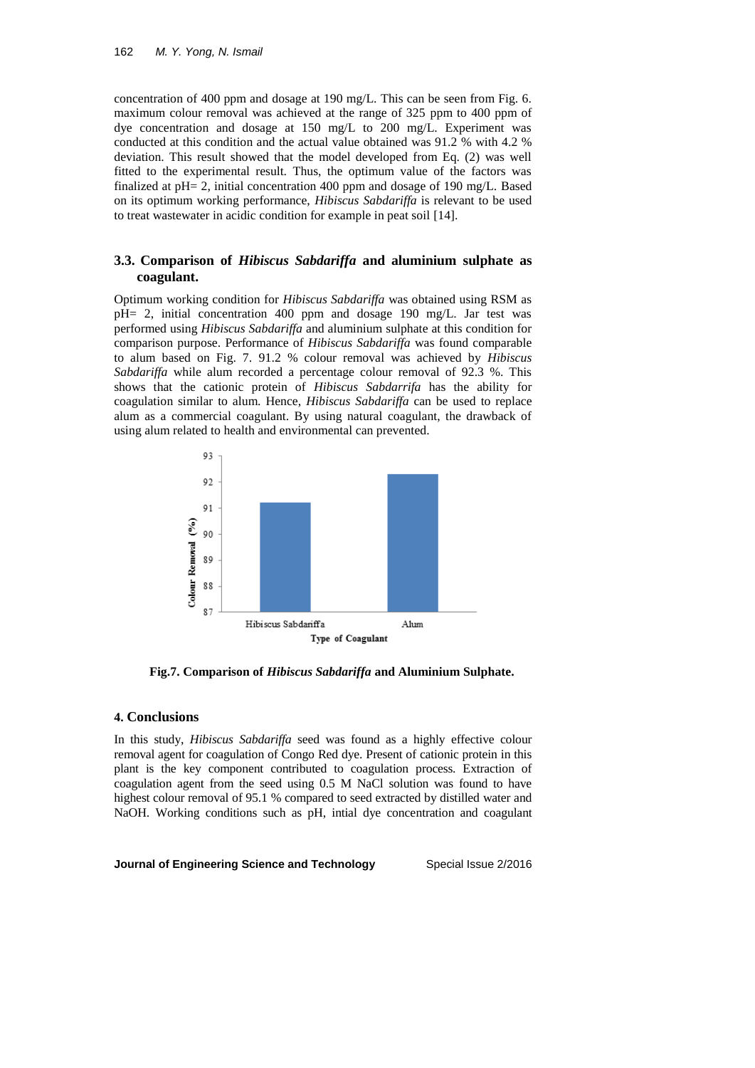concentration of 400 ppm and dosage at 190 mg/L. This can be seen from Fig. 6. maximum colour removal was achieved at the range of 325 ppm to 400 ppm of dye concentration and dosage at 150 mg/L to 200 mg/L. Experiment was conducted at this condition and the actual value obtained was 91.2 % with 4.2 % deviation. This result showed that the model developed from Eq. (2) was well fitted to the experimental result. Thus, the optimum value of the factors was finalized at pH= 2, initial concentration 400 ppm and dosage of 190 mg/L. Based on its optimum working performance, *Hibiscus Sabdariffa* is relevant to be used to treat wastewater in acidic condition for example in peat soil [14].

### 3.3. Comparison of *Hibiscus Sabdariffa* and aluminium sulphate as coagulant.

Optimum working condition for *Hibiscus Sabdariffa* was obtained using RSM as pH= 2, initial concentration 400 ppm and dosage 190 mg/L. Jar test was performed using *Hibiscus Sabdariffa* and aluminium sulphate at this condition for comparison purpose. Performance of *Hibiscus Sabdariffa* was found comparable to alum based on Fig. 7. 91.2 % colour removal was achieved by *Hibiscus Sabdariffa* while alum recorded a percentage colour removal of 92.3 %. This shows that the cationic protein of *Hibiscus Sabdarrifa* has the ability for coagulation similar to alum. Hence, *Hibiscus Sabdariffa* can be used to replace alum as a commercial coagulant. By using natural coagulant, the drawback of using alum related to health and environmental can prevented.

**Fig.7. Comparison of *Hibiscus Sabdariffa* and Aluminium Sulphate.**

## 4. Conclusions

In this study, *Hibiscus Sabdariffa* seed was found as a highly effective colour removal agent for coagulation of Congo Red dye. Present of cationic protein in this plant is the key component contributed to coagulation process. Extraction of coagulation agent from the seed using 0.5 M NaCl solution was found to have highest colour removal of 95.1 % compared to seed extracted by distilled water and NaOH. Working conditions such as pH, intial dye concentration and coagulant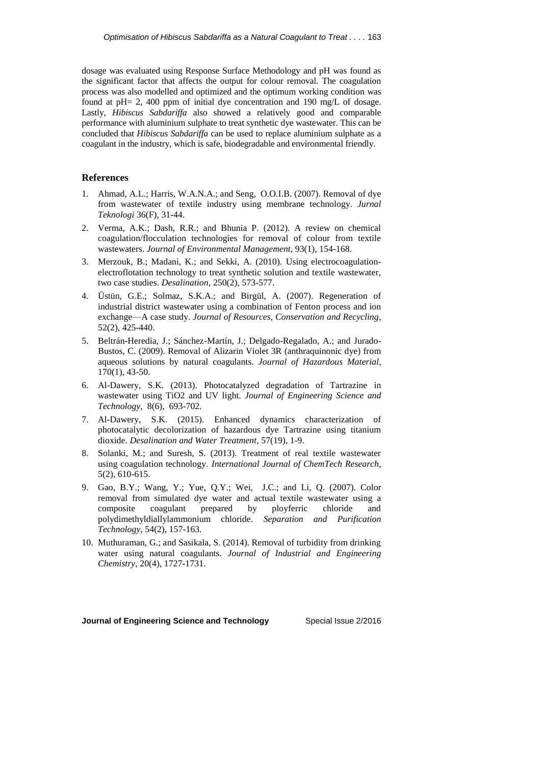dosage was evaluated using Response Surface Methodology and pH was found as the significant factor that affects the output for colour removal. The coagulation process was also modelled and optimized and the optimum working condition was found at pH= 2, 400 ppm of initial dye concentration and 190 mg/L of dosage. Lastly, *Hibiscus Sabdariffa* also showed a relatively good and comparable performance with aluminium sulphate to treat synthetic dye wastewater. This can be concluded that *Hibiscus Sabdariffa* can be used to replace aluminium sulphate as a coagulant in the industry, which is safe, biodegradable and environmental friendly.

## References

1. Ahmad, A.L.; Harris, W.A.N.A.; and Seng, O.O.I.B. (2007). Removal of dye from wastewater of textile industry using membrane technology. *Jurnal Teknologi* 36(F), 31-44.
2. Verma, A.K.; Dash, R.R.; and Bhunia P. (2012). A review on chemical coagulation/flocculation technologies for removal of colour from textile wastewaters. *Journal of Environmental Management*, 93(1), 154-168.
3. Merzouk, B.; Madani, K.; and Sekki, A. (2010). Using electrocoagulation-electroflotation technology to treat synthetic solution and textile wastewater, two case studies. *Desalination*, 250(2), 573-577.
4. Üstün, G.E.; Solmaz, S.K.A.; and Birgül, A. (2007). Regeneration of industrial district wastewater using a combination of Fenton process and ion exchange—A case study. *Journal of Resources, Conservation and Recycling*, 52(2), 425-440.
5. Beltrán-Heredia, J.; Sánchez-Martín, J.; Delgado-Regalado, A.; and Jurado-Bustos, C. (2009). Removal of Alizarin Violet 3R (anthraquinonic dye) from aqueous solutions by natural coagulants. *Journal of Hazardous Material*, 170(1), 43-50.
6. Al-Dawery, S.K. (2013). Photocatalyzed degradation of Tartrazine in wastewater using TiO2 and UV light. *Journal of Engineering Science and Technology*, 8(6), 693-702.
7. Al-Dawery, S.K. (2015). Enhanced dynamics characterization of photocatalytic decolorization of hazardous dye Tartrazine using titanium dioxide. *Desalination and Water Treatment*, 57(19), 1-9.
8. Solanki, M.; and Suresh, S. (2013). Treatment of real textile wastewater using coagulation technology. *International Journal of ChemTech Research*, 5(2), 610-615.
9. Gao, B.Y.; Wang, Y.; Yue, Q.Y.; Wei, J.C.; and Li, Q. (2007). Color removal from simulated dye water and actual textile wastewater using a composite coagulant prepared by ployferric chloride and polydimethyldiallylammonium chloride. *Separation and Purification Technology*, 54(2), 157-163.
10. Muthuraman, G.; and Sasikala, S. (2014). Removal of turbidity from drinking water using natural coagulants. *Journal of Industrial and Engineering Chemistry*, 20(4), 1727-1731.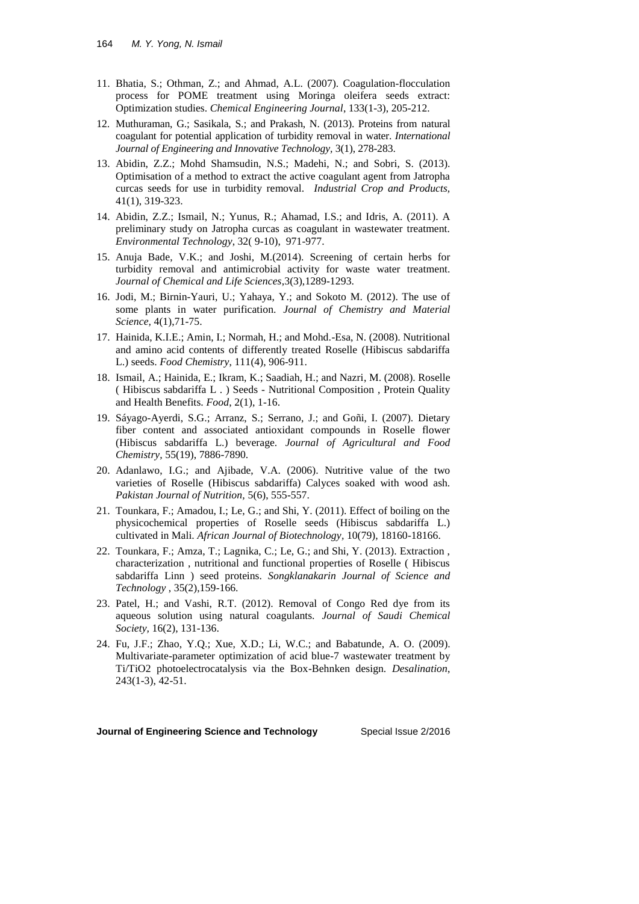11. Bhatia, S.; Othman, Z.; and Ahmad, A.L. (2007). Coagulation-flocculation process for POME treatment using Moringa oleifera seeds extract: Optimization studies. *Chemical Engineering Journal*, 133(1-3), 205-212.

12. Muthuraman, G.; Sasikala, S.; and Prakash, N. (2013). Proteins from natural coagulant for potential application of turbidity removal in water. *International Journal of Engineering and Innovative Technology*, 3(1), 278-283.

13. Abidin, Z.Z.; Mohd Shamsudin, N.S.; Madehi, N.; and Sobri, S. (2013). Optimisation of a method to extract the active coagulant agent from Jatropha curcas seeds for use in turbidity removal. *Industrial Crop and Products*, 41(1), 319-323.

14. Abidin, Z.Z.; Ismail, N.; Yunus, R.; Ahamad, I.S.; and Idris, A. (2011). A preliminary study on Jatropha curcas as coagulant in wastewater treatment. *Environmental Technology*, 32( 9-10), 971-977.

15. Anuja Bade, V.K.; and Joshi, M.(2014). Screening of certain herbs for turbidity removal and antimicrobial activity for waste water treatment. *Journal of Chemical and Life Sciences*,3(3),1289-1293.

16. Jodi, M.; Birnin-Yauri, U.; Yahaya, Y.; and Sokoto M. (2012). The use of some plants in water purification. *Journal of Chemistry and Material Science*, 4(1),71-75.

17. Hainida, K.I.E.; Amin, I.; Normah, H.; and Mohd.-Esa, N. (2008). Nutritional and amino acid contents of differently treated Roselle (Hibiscus sabdariffa L.) seeds. *Food Chemistry*, 111(4), 906-911.

18. Ismail, A.; Hainida, E.; Ikram, K.; Saadiah, H.; and Nazri, M. (2008). Roselle ( Hibiscus sabdariffa L . ) Seeds - Nutritional Composition , Protein Quality and Health Benefits. *Food*, 2(1), 1-16.

19. Sáyago-Ayerdi, S.G.; Arranz, S.; Serrano, J.; and Goñi, I. (2007). Dietary fiber content and associated antioxidant compounds in Roselle flower (Hibiscus sabdariffa L.) beverage. *Journal of Agricultural and Food Chemistry*, 55(19), 7886-7890.

20. Adanlawo, I.G.; and Ajibade, V.A. (2006). Nutritive value of the two varieties of Roselle (Hibiscus sabdariffa) Calyces soaked with wood ash. *Pakistan Journal of Nutrition*, 5(6), 555-557.

21. Tounkara, F.; Amadou, I.; Le, G.; and Shi, Y. (2011). Effect of boiling on the physicochemical properties of Roselle seeds (Hibiscus sabdariffa L.) cultivated in Mali. *African Journal of Biotechnology*, 10(79), 18160-18166.

22. Tounkara, F.; Amza, T.; Lagnika, C.; Le, G.; and Shi, Y. (2013). Extraction , characterization , nutritional and functional properties of Roselle ( Hibiscus sabdariffa Linn ) seed proteins. *Songklanakarin Journal of Science and Technology* , 35(2),159-166.

23. Patel, H.; and Vashi, R.T. (2012). Removal of Congo Red dye from its aqueous solution using natural coagulants. *Journal of Saudi Chemical Society*, 16(2), 131-136.

24. Fu, J.F.; Zhao, Y.Q.; Xue, X.D.; Li, W.C.; and Babatunde, A. O. (2009). Multivariate-parameter optimization of acid blue-7 wastewater treatment by Ti/TiO2 photoelectrocatalysis via the Box-Behnken design. *Desalination*, 243(1-3), 42-51.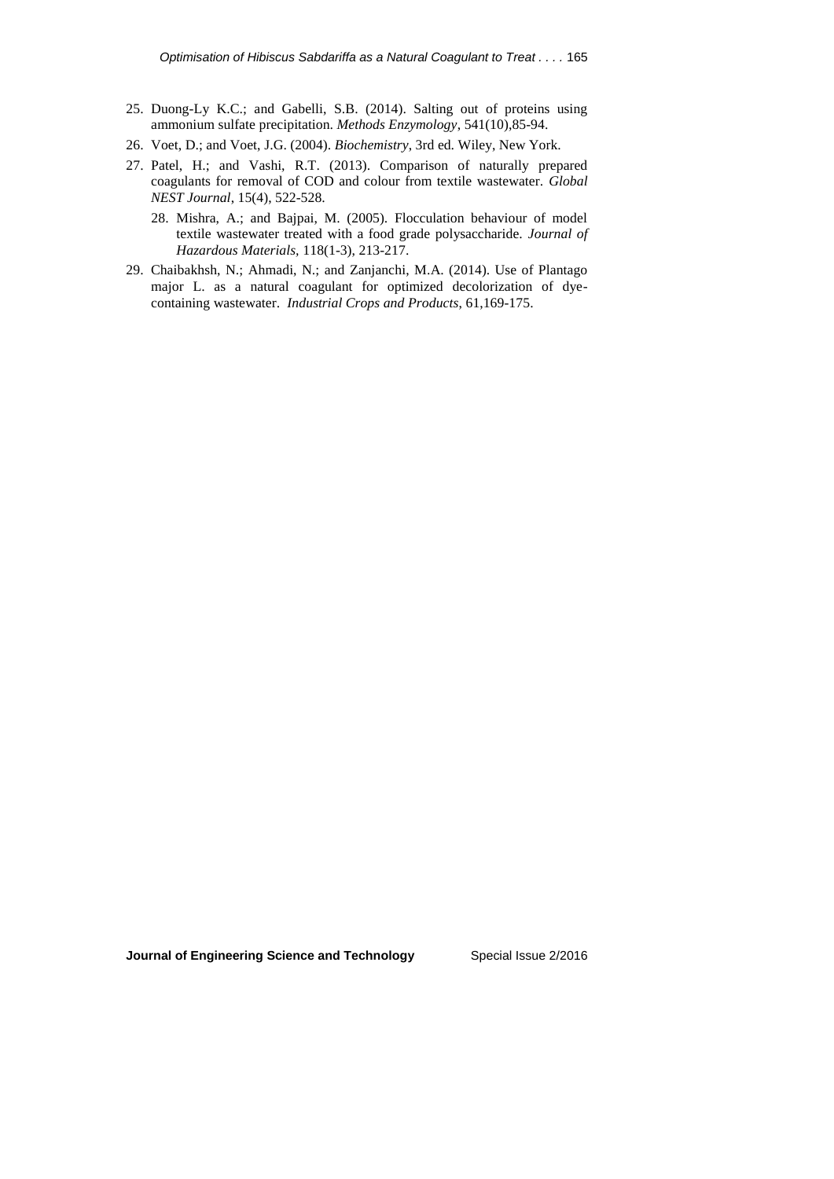25. Duong-Ly K.C.; and Gabelli, S.B. (2014). Salting out of proteins using ammonium sulfate precipitation. *Methods Enzymology*, 541(10),85-94.
26. Voet, D.; and Voet, J.G. (2004). *Biochemistry*, 3rd ed. Wiley, New York.
27. Patel, H.; and Vashi, R.T. (2013). Comparison of naturally prepared coagulants for removal of COD and colour from textile wastewater. *Global NEST Journal*, 15(4), 522-528.
28. Mishra, A.; and Bajpai, M. (2005). Flocculation behaviour of model textile wastewater treated with a food grade polysaccharide. *Journal of Hazardous Materials*, 118(1-3), 213-217.
29. Chaibakhsh, N.; Ahmadi, N.; and Zanjanchi, M.A. (2014). Use of Plantago major L. as a natural coagulant for optimized decolorization of dye-containing wastewater. *Industrial Crops and Products*, 61,169-175.